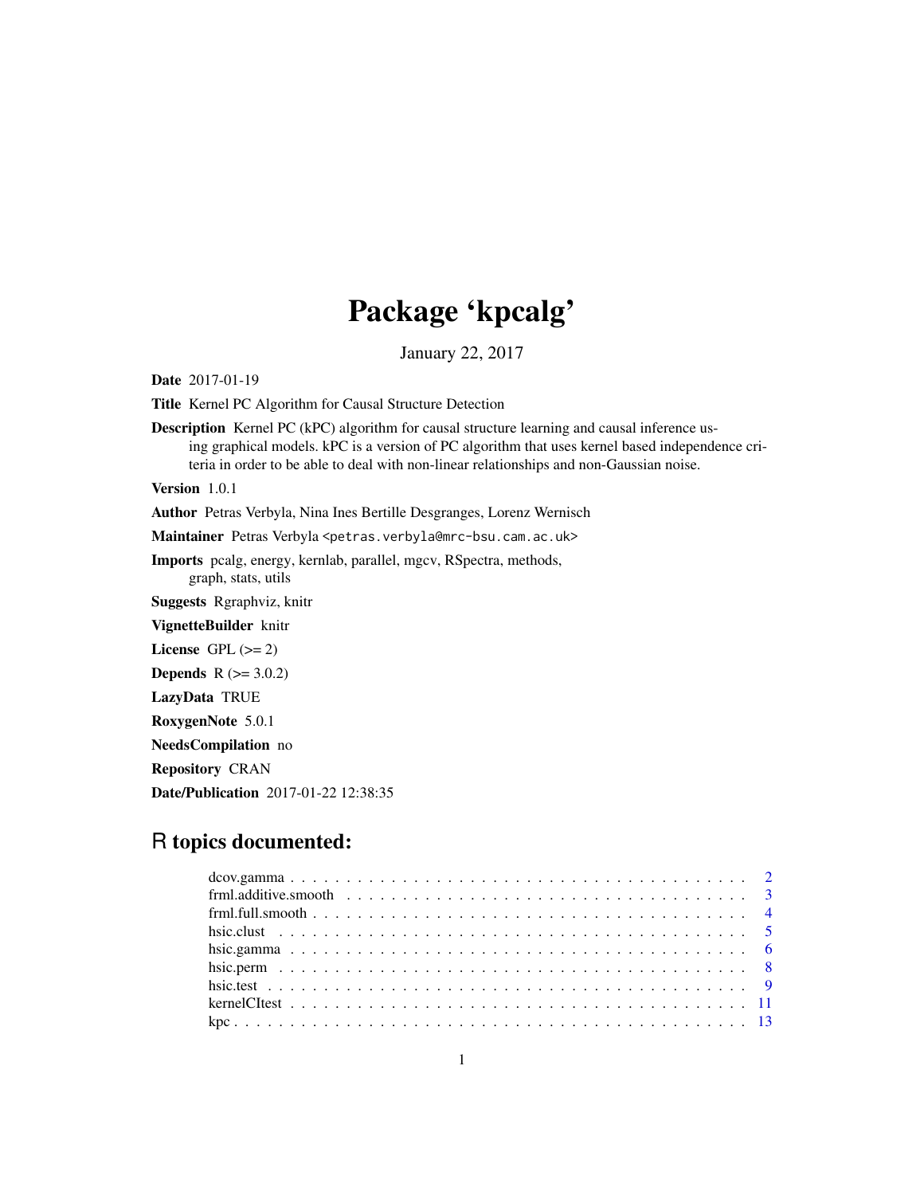# Package 'kpcalg'

January 22, 2017

**Date** 2017-01-19

**Title** Kernel PC Algorithm for Causal Structure Detection

**Description** Kernel PC (kPC) algorithm for causal structure learning and causal inference using graphical models. kPC is a version of PC algorithm that uses kernel based independence criteria in order to be able to deal with non-linear relationships and non-Gaussian noise.

**Version** 1.0.1

**Author** Petras Verbyla, Nina Ines Bertille Desgranges, Lorenz Wernisch

**Maintainer** Petras Verbyla <petras.verbyla@mrc-bsu.cam.ac.uk>

**Imports** pcalg, energy, kernlab, parallel, mgcv, RSpectra, methods, graph, stats, utils

**Suggests** Rgraphviz, knitr

**VignetteBuilder** knitr

**License** GPL (>= 2)

**Depends** R (>= 3.0.2)

**LazyData** TRUE

**RoxygenNote** 5.0.1

**NeedsCompilation** no

**Repository** CRAN

**Date/Publication** 2017-01-22 12:38:35

## R topics documented:

- dcov.gamma . . . . . . . . . . . . . . . . . . . . . . . . . . . . . . . . . . . . . . . . 2
- frml.additive.smooth . . . . . . . . . . . . . . . . . . . . . . . . . . . . . . . . . . . . 3
- frml.full.smooth . . . . . . . . . . . . . . . . . . . . . . . . . . . . . . . . . . . . . . 4
- hsic.clust . . . . . . . . . . . . . . . . . . . . . . . . . . . . . . . . . . . . . . . . . 5
- hsic.gamma . . . . . . . . . . . . . . . . . . . . . . . . . . . . . . . . . . . . . . . . 6
- hsic.perm . . . . . . . . . . . . . . . . . . . . . . . . . . . . . . . . . . . . . . . . . 8
- hsic.test . . . . . . . . . . . . . . . . . . . . . . . . . . . . . . . . . . . . . . . . . 9
- kernelCItest . . . . . . . . . . . . . . . . . . . . . . . . . . . . . . . . . . . . . . . . 11
- kpc . . . . . . . . . . . . . . . . . . . . . . . . . . . . . . . . . . . . . . . . . . . . 13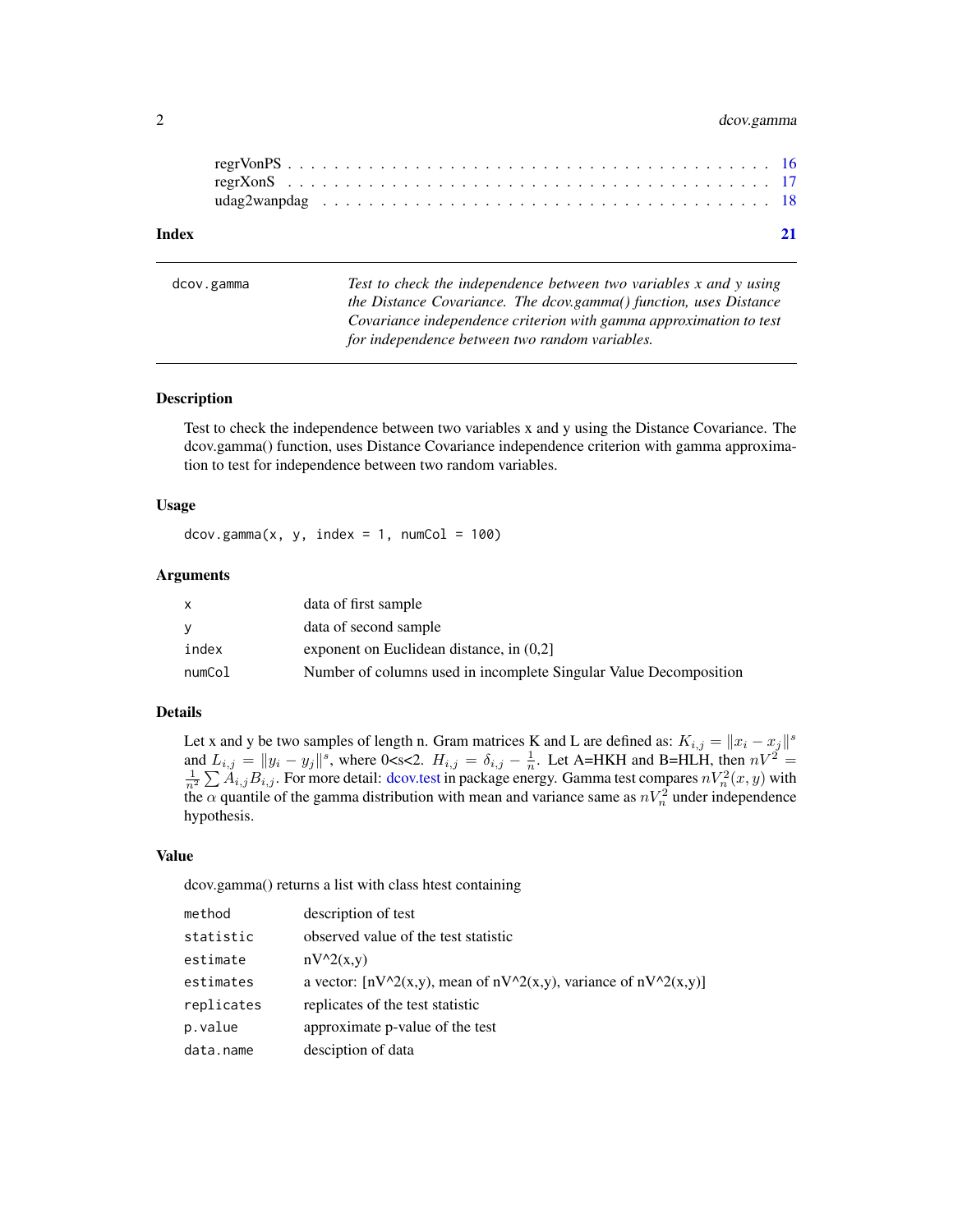regrVonPS . . . . . . . . . . . . . . . . . . . . . . . . . . . . . . . . . . . . . . . . 16
regrXonS . . . . . . . . . . . . . . . . . . . . . . . . . . . . . . . . . . . . . . . . . 17
udag2wanpdag . . . . . . . . . . . . . . . . . . . . . . . . . . . . . . . . . . . . . . 18

**Index** **21**

---

`dcov.gamma` *Test to check the independence between two variables x and y using the Distance Covariance. The dcov.gamma() function, uses Distance Covariance independence criterion with gamma approximation to test for independence between two random variables.*

---

### Description

Test to check the independence between two variables x and y using the Distance Covariance. The dcov.gamma() function, uses Distance Covariance independence criterion with gamma approximation to test for independence between two random variables.

### Usage

```
dcov.gamma(x, y, index = 1, numCol = 100)
```

### Arguments

| | |
|---|---|
| `x` | data of first sample |
| `y` | data of second sample |
| `index` | exponent on Euclidean distance, in (0,2] |
| `numCol` | Number of columns used in incomplete Singular Value Decomposition |

### Details

Let x and y be two samples of length n. Gram matrices K and L are defined as: $K_{i,j} = \|x_i - x_j\|^s$ and $L_{i,j} = \|y_i - y_j\|^s$, where 0<s<2. $H_{i,j} = \delta_{i,j} - \frac{1}{n}$. Let A=HKH and B=HLH, then $nV^2 = \frac{1}{n^2} \sum A_{i,j} B_{i,j}$. For more detail: dcov.test in package energy. Gamma test compares $nV_n^2(x,y)$ with the $\alpha$ quantile of the gamma distribution with mean and variance same as $nV_n^2$ under independence hypothesis.

### Value

dcov.gamma() returns a list with class htest containing

| | |
|---|---|
| `method` | description of test |
| `statistic` | observed value of the test statistic |
| `estimate` | nV^2(x,y) |
| `estimates` | a vector: [nV^2(x,y), mean of nV^2(x,y), variance of nV^2(x,y)] |
| `replicates` | replicates of the test statistic |
| `p.value` | approximate p-value of the test |
| `data.name` | desciption of data |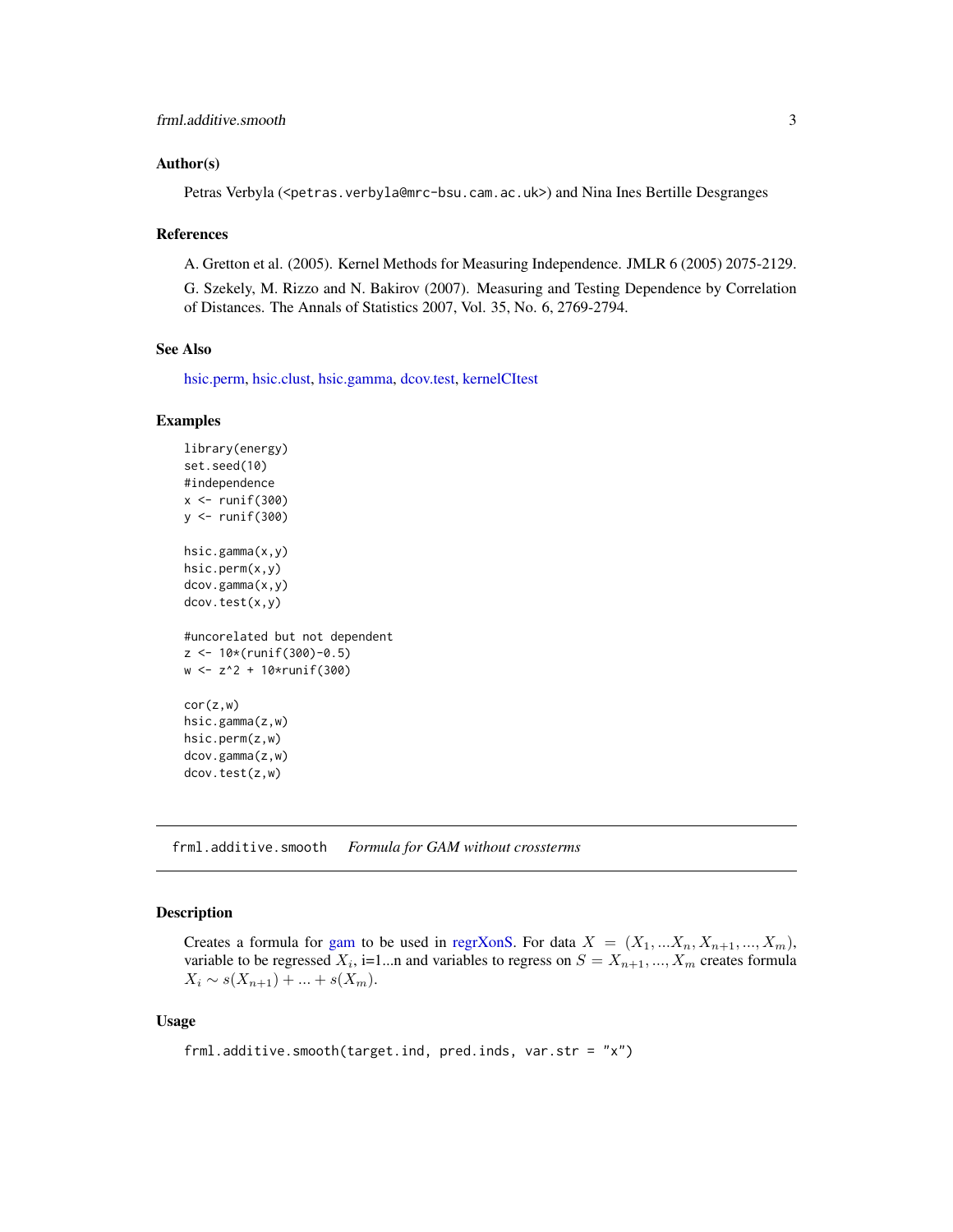### Author(s)

Petras Verbyla (<petras.verbyla@mrc-bsu.cam.ac.uk>) and Nina Ines Bertille Desgranges

### References

A. Gretton et al. (2005). Kernel Methods for Measuring Independence. JMLR 6 (2005) 2075-2129.

G. Szekely, M. Rizzo and N. Bakirov (2007). Measuring and Testing Dependence by Correlation of Distances. The Annals of Statistics 2007, Vol. 35, No. 6, 2769-2794.

### See Also

hsic.perm, hsic.clust, hsic.gamma, dcov.test, kernelCItest

### Examples

```
library(energy)
set.seed(10)
#independence
x <- runif(300)
y <- runif(300)

hsic.gamma(x,y)
hsic.perm(x,y)
dcov.gamma(x,y)
dcov.test(x,y)

#uncorelated but not dependent
z <- 10*(runif(300)-0.5)
w <- z^2 + 10*runif(300)

cor(z,w)
hsic.gamma(z,w)
hsic.perm(z,w)
dcov.gamma(z,w)
dcov.test(z,w)
```

---

## frml.additive.smooth    *Formula for GAM without crossterms*

### Description

Creates a formula for gam to be used in regrXonS. For data $X = (X_1, ...X_n, X_{n+1}, ..., X_m)$, variable to be regressed $X_i$, i=1...n and variables to regress on $S = X_{n+1}, ..., X_m$ creates formula $X_i \sim s(X_{n+1}) + ... + s(X_m)$.

### Usage

```
frml.additive.smooth(target.ind, pred.inds, var.str = "x")
```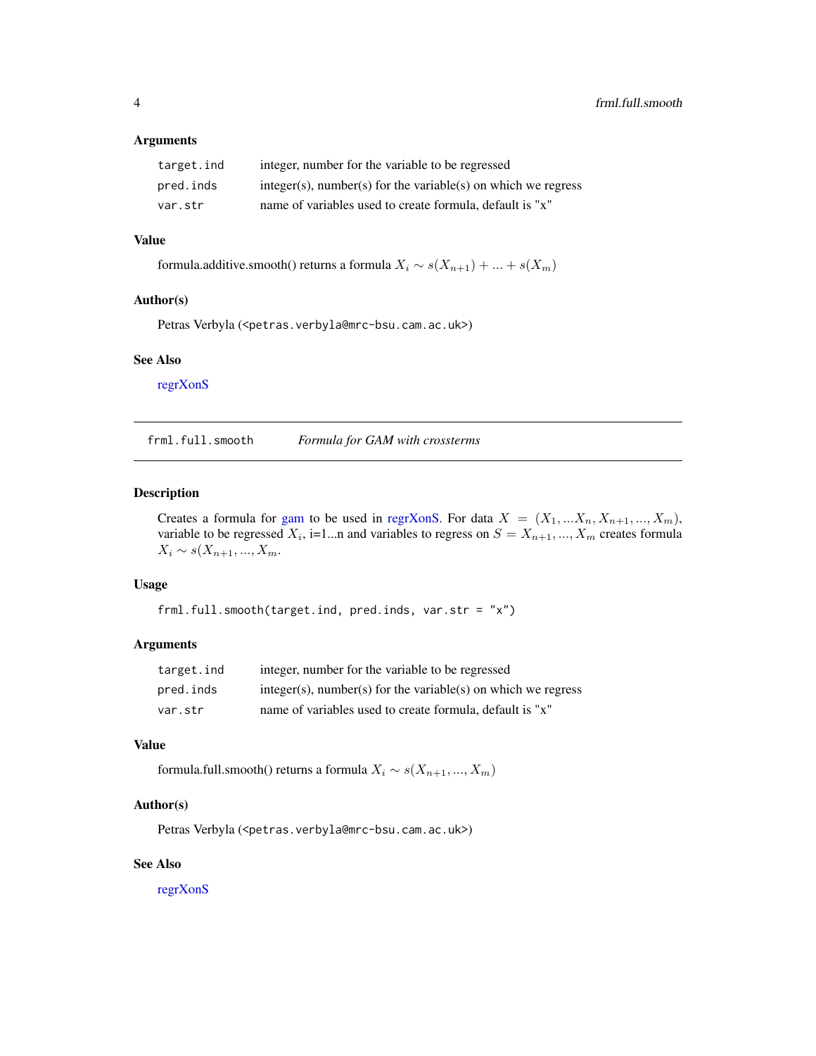### Arguments

| | |
|---|---|
| `target.ind` | integer, number for the variable to be regressed |
| `pred.inds` | integer(s), number(s) for the variable(s) on which we regress |
| `var.str` | name of variables used to create formula, default is "x" |

### Value

formula.additive.smooth() returns a formula $X_i \sim s(X_{n+1}) + ... + s(X_m)$

### Author(s)

Petras Verbyla (<petras.verbyla@mrc-bsu.cam.ac.uk>)

### See Also

regrXonS

---

## frml.full.smooth — *Formula for GAM with crossterms*

---

### Description

Creates a formula for gam to be used in regrXonS. For data $X = (X_1, ...X_n, X_{n+1}, ..., X_m)$, variable to be regressed $X_i$, i=1...n and variables to regress on $S = X_{n+1}, ..., X_m$ creates formula $X_i \sim s(X_{n+1}, ..., X_m$.

### Usage

```
frml.full.smooth(target.ind, pred.inds, var.str = "x")
```

### Arguments

| | |
|---|---|
| `target.ind` | integer, number for the variable to be regressed |
| `pred.inds` | integer(s), number(s) for the variable(s) on which we regress |
| `var.str` | name of variables used to create formula, default is "x" |

### Value

formula.full.smooth() returns a formula $X_i \sim s(X_{n+1}, ..., X_m)$

### Author(s)

Petras Verbyla (<petras.verbyla@mrc-bsu.cam.ac.uk>)

### See Also

regrXonS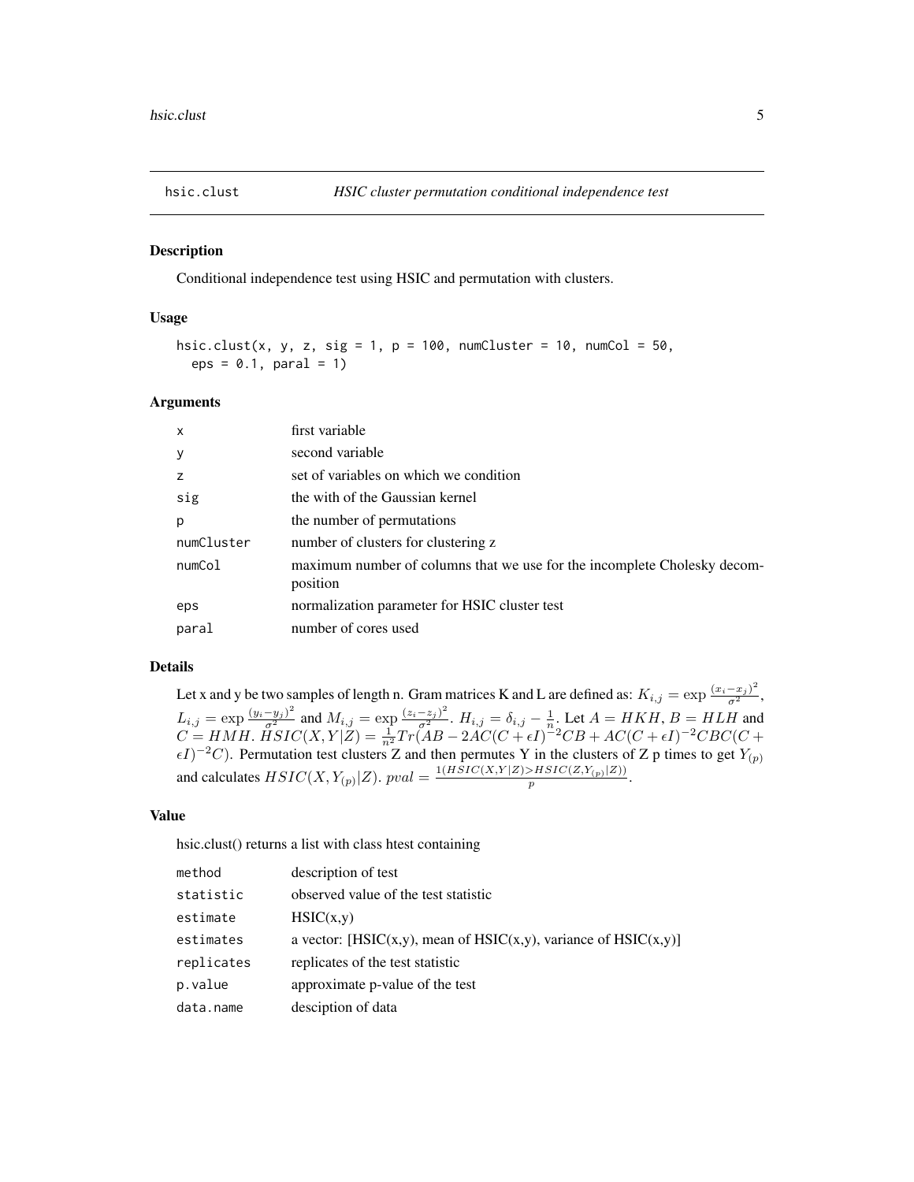## hsic.clust — *HSIC cluster permutation conditional independence test*

### Description

Conditional independence test using HSIC and permutation with clusters.

### Usage

```
hsic.clust(x, y, z, sig = 1, p = 100, numCluster = 10, numCol = 50,
  eps = 0.1, paral = 1)
```

### Arguments

| | |
|---|---|
| x | first variable |
| y | second variable |
| z | set of variables on which we condition |
| sig | the with of the Gaussian kernel |
| p | the number of permutations |
| numCluster | number of clusters for clustering z |
| numCol | maximum number of columns that we use for the incomplete Cholesky decomposition |
| eps | normalization parameter for HSIC cluster test |
| paral | number of cores used |

### Details

Let x and y be two samples of length n. Gram matrices K and L are defined as: $K_{i,j} = \exp \frac{(x_i - x_j)^2}{\sigma^2}$, $L_{i,j} = \exp \frac{(y_i - y_j)^2}{\sigma^2}$ and $M_{i,j} = \exp \frac{(z_i - z_j)^2}{\sigma^2}$. $H_{i,j} = \delta_{i,j} - \frac{1}{n}$. Let $A = HKH$, $B = HLH$ and $C = HMH$. $HSIC(X, Y|Z) = \frac{1}{n^2} Tr(AB - 2AC(C + \epsilon I)^{-2}CB + AC(C + \epsilon I)^{-2}CBC(C + \epsilon I)^{-2}C)$. Permutation test clusters Z and then permutes Y in the clusters of Z p times to get $Y_{(p)}$ and calculates $HSIC(X, Y_{(p)}|Z)$. $pval = \frac{1(HSIC(X,Y|Z) > HSIC(Z,Y_{(p)}|Z))}{p}$.

### Value

hsic.clust() returns a list with class htest containing

| | |
|---|---|
| method | description of test |
| statistic | observed value of the test statistic |
| estimate | HSIC(x,y) |
| estimates | a vector: [HSIC(x,y), mean of HSIC(x,y), variance of HSIC(x,y)] |
| replicates | replicates of the test statistic |
| p.value | approximate p-value of the test |
| data.name | desciption of data |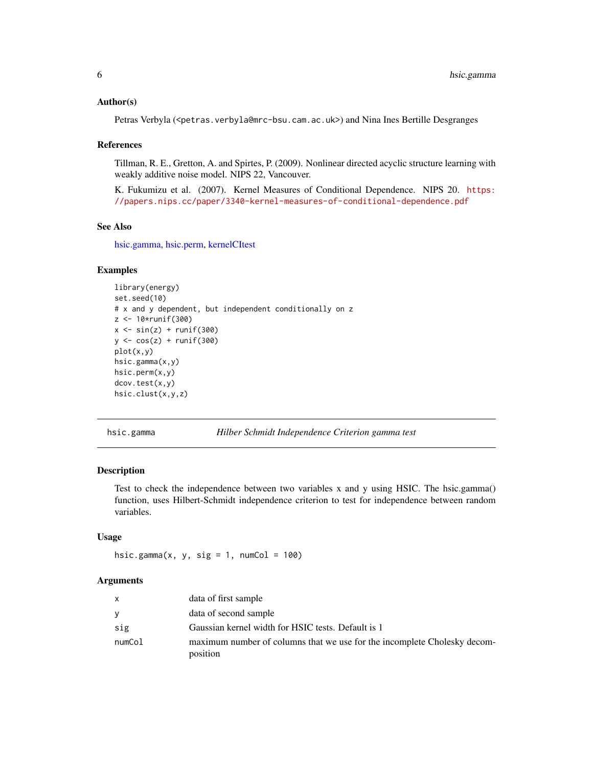### Author(s)

Petras Verbyla (<petras.verbyla@mrc-bsu.cam.ac.uk>) and Nina Ines Bertille Desgranges

### References

Tillman, R. E., Gretton, A. and Spirtes, P. (2009). Nonlinear directed acyclic structure learning with weakly additive noise model. NIPS 22, Vancouver.

K. Fukumizu et al. (2007). Kernel Measures of Conditional Dependence. NIPS 20. https://papers.nips.cc/paper/3340-kernel-measures-of-conditional-dependence.pdf

### See Also

hsic.gamma, hsic.perm, kernelCItest

### Examples

```
library(energy)
set.seed(10)
# x and y dependent, but independent conditionally on z
z <- 10*runif(300)
x <- sin(z) + runif(300)
y <- cos(z) + runif(300)
plot(x,y)
hsic.gamma(x,y)
hsic.perm(x,y)
dcov.test(x,y)
hsic.clust(x,y,z)
```

---

## hsic.gamma — *Hilber Schmidt Independence Criterion gamma test*

### Description

Test to check the independence between two variables x and y using HSIC. The hsic.gamma() function, uses Hilbert-Schmidt independence criterion to test for independence between random variables.

### Usage

```
hsic.gamma(x, y, sig = 1, numCol = 100)
```

### Arguments

| | |
|---|---|
| x | data of first sample |
| y | data of second sample |
| sig | Gaussian kernel width for HSIC tests. Default is 1 |
| numCol | maximum number of columns that we use for the incomplete Cholesky decomposition |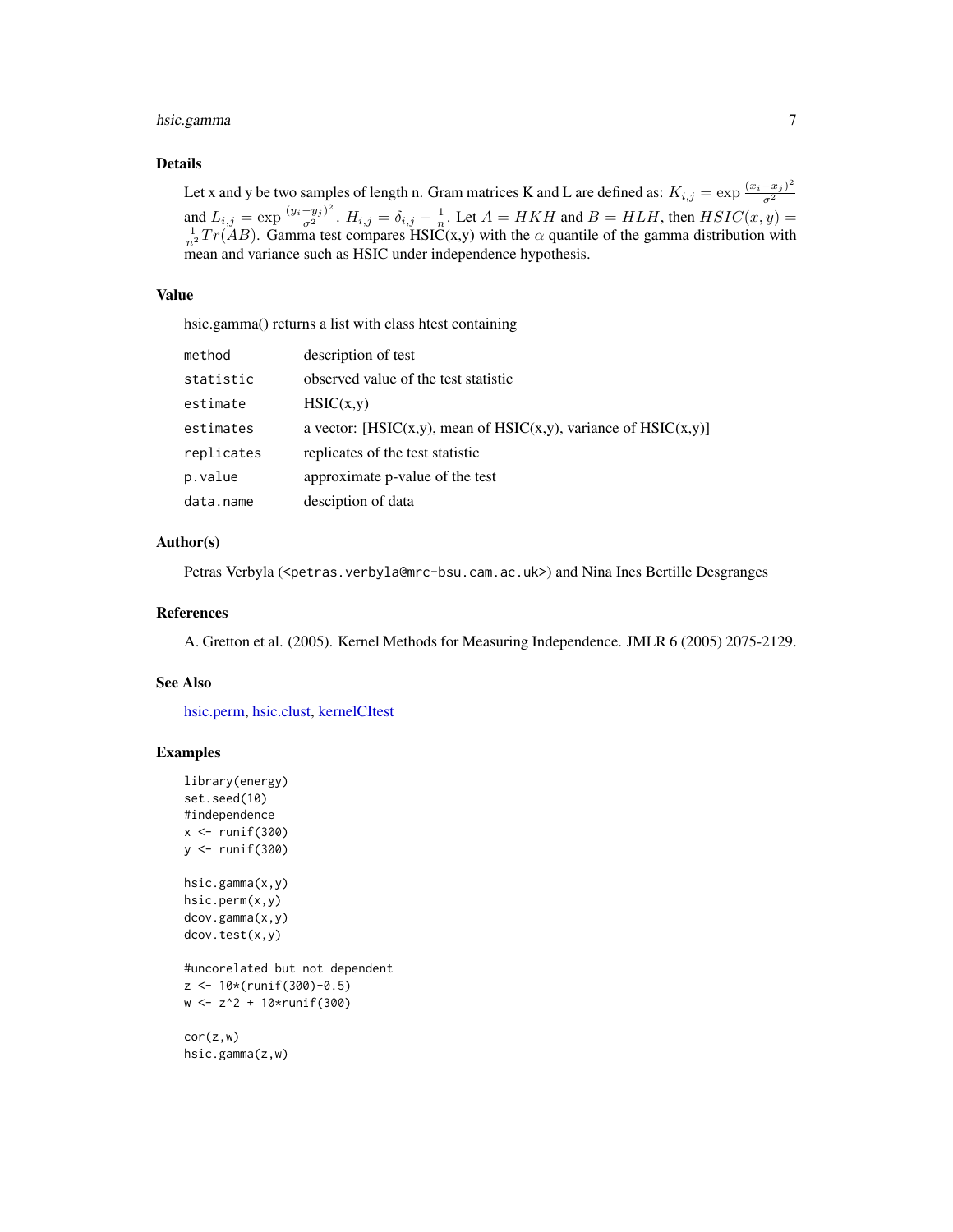### Details

Let x and y be two samples of length n. Gram matrices K and L are defined as: $K_{i,j} = \exp \frac{(x_i - x_j)^2}{\sigma^2}$ and $L_{i,j} = \exp \frac{(y_i - y_j)^2}{\sigma^2}$. $H_{i,j} = \delta_{i,j} - \frac{1}{n}$. Let $A = HKH$ and $B = HLH$, then $HSIC(x, y) = \frac{1}{n^2} Tr(AB)$. Gamma test compares HSIC(x,y) with the $\alpha$ quantile of the gamma distribution with mean and variance such as HSIC under independence hypothesis.

### Value

hsic.gamma() returns a list with class htest containing

| | |
|---|---|
| `method` | description of test |
| `statistic` | observed value of the test statistic |
| `estimate` | HSIC(x,y) |
| `estimates` | a vector: [HSIC(x,y), mean of HSIC(x,y), variance of HSIC(x,y)] |
| `replicates` | replicates of the test statistic |
| `p.value` | approximate p-value of the test |
| `data.name` | desciption of data |

### Author(s)

Petras Verbyla (<petras.verbyla@mrc-bsu.cam.ac.uk>) and Nina Ines Bertille Desgranges

### References

A. Gretton et al. (2005). Kernel Methods for Measuring Independence. JMLR 6 (2005) 2075-2129.

### See Also

hsic.perm, hsic.clust, kernelCItest

### Examples

```
library(energy)
set.seed(10)
#independence
x <- runif(300)
y <- runif(300)

hsic.gamma(x,y)
hsic.perm(x,y)
dcov.gamma(x,y)
dcov.test(x,y)

#uncorelated but not dependent
z <- 10*(runif(300)-0.5)
w <- z^2 + 10*runif(300)

cor(z,w)
hsic.gamma(z,w)
```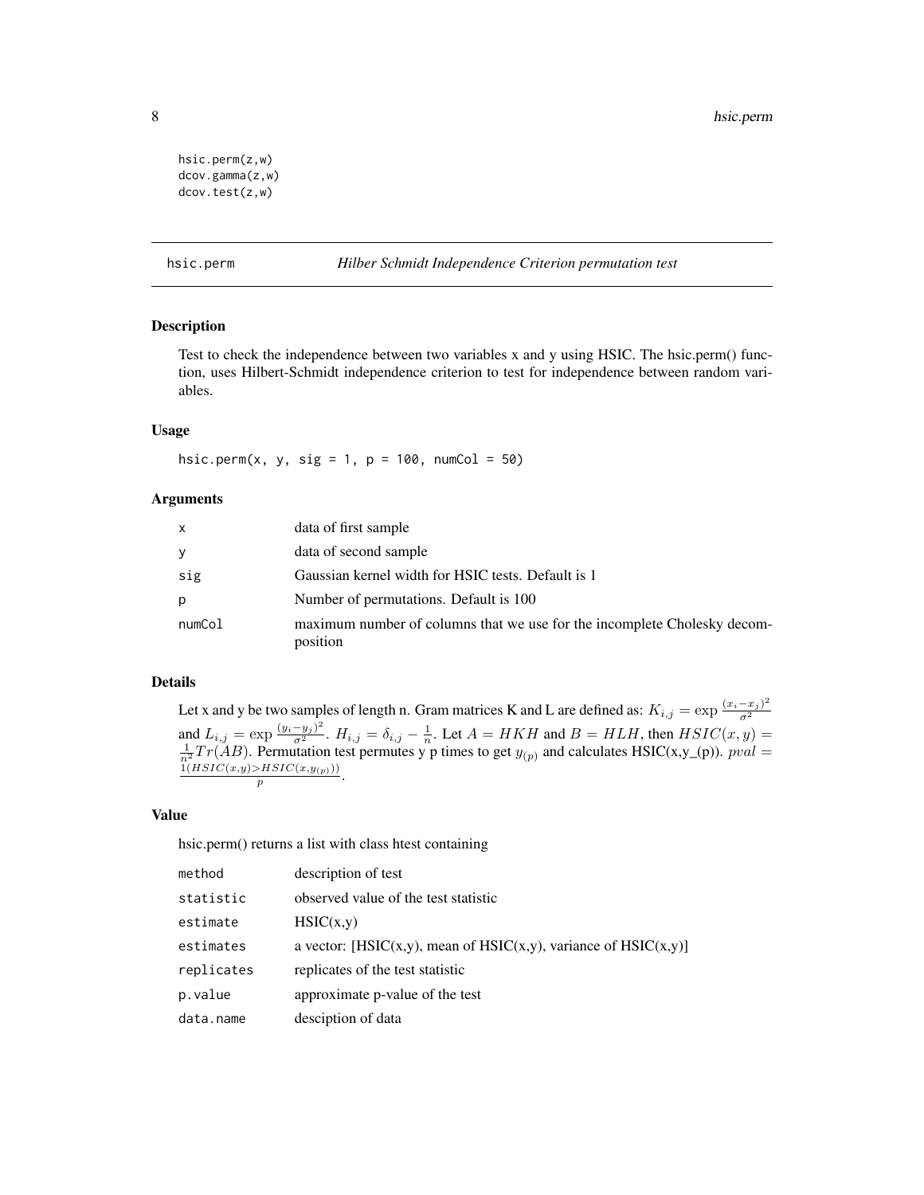```
hsic.perm(z,w)
dcov.gamma(z,w)
dcov.test(z,w)
```

## hsic.perm — *Hilber Schmidt Independence Criterion permutation test*

### Description

Test to check the independence between two variables x and y using HSIC. The hsic.perm() function, uses Hilbert-Schmidt independence criterion to test for independence between random variables.

### Usage

```
hsic.perm(x, y, sig = 1, p = 100, numCol = 50)
```

### Arguments

| | |
|---|---|
| x | data of first sample |
| y | data of second sample |
| sig | Gaussian kernel width for HSIC tests. Default is 1 |
| p | Number of permutations. Default is 100 |
| numCol | maximum number of columns that we use for the incomplete Cholesky decomposition |

### Details

Let x and y be two samples of length n. Gram matrices K and L are defined as: $K_{i,j} = \exp \frac{(x_i - x_j)^2}{\sigma^2}$ and $L_{i,j} = \exp \frac{(y_i - y_j)^2}{\sigma^2}$. $H_{i,j} = \delta_{i,j} - \frac{1}{n}$. Let $A = HKH$ and $B = HLH$, then $HSIC(x, y) = \frac{1}{n^2} Tr(AB)$. Permutation test permutes y p times to get $y_{(p)}$ and calculates HSIC(x,y_(p)). $pval = \frac{1(HSIC(x,y) > HSIC(x,y_{(p)}))}{p}$.

### Value

hsic.perm() returns a list with class htest containing

| | |
|---|---|
| method | description of test |
| statistic | observed value of the test statistic |
| estimate | HSIC(x,y) |
| estimates | a vector: [HSIC(x,y), mean of HSIC(x,y), variance of HSIC(x,y)] |
| replicates | replicates of the test statistic |
| p.value | approximate p-value of the test |
| data.name | desciption of data |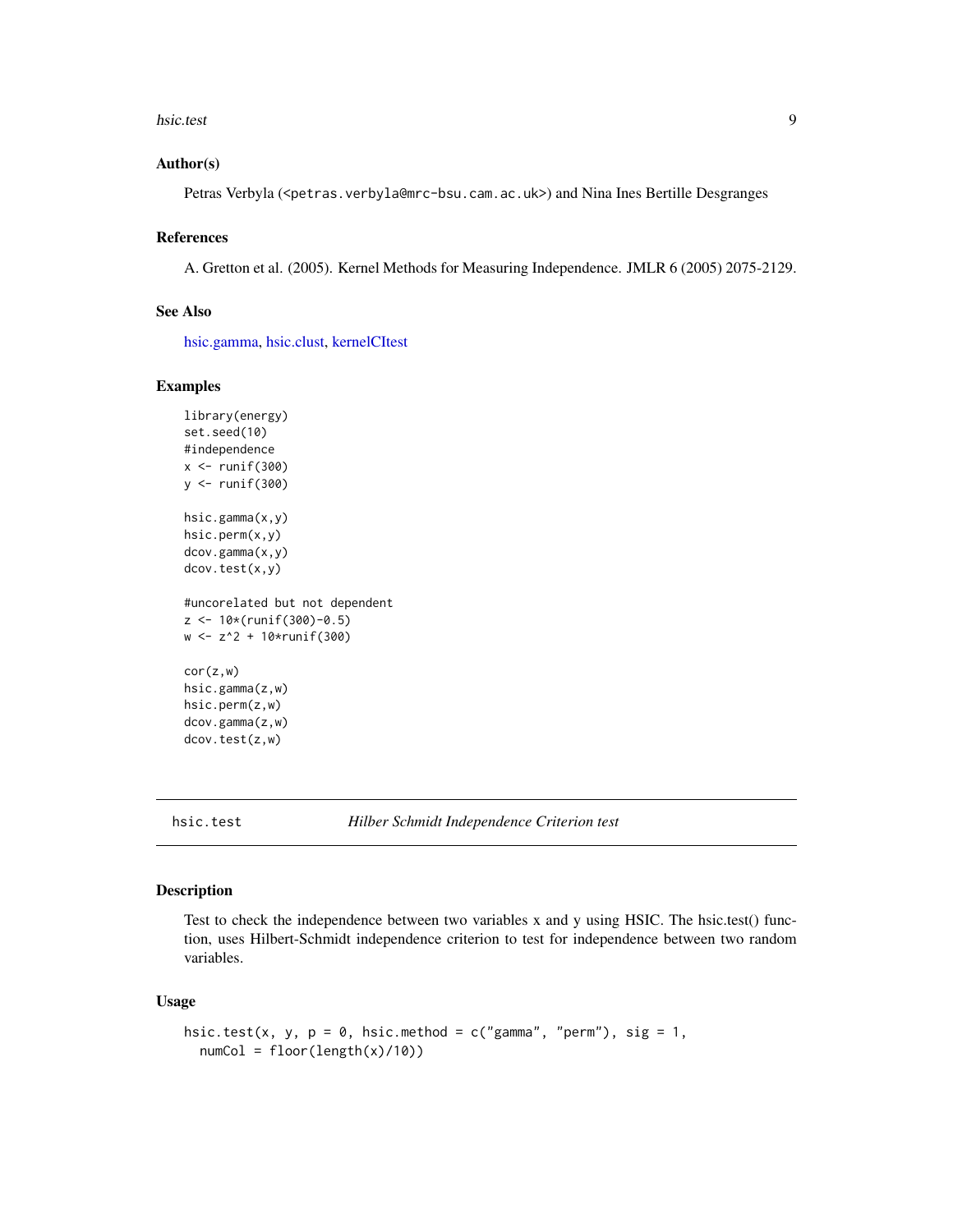### Author(s)

Petras Verbyla (<petras.verbyla@mrc-bsu.cam.ac.uk>) and Nina Ines Bertille Desgranges

### References

A. Gretton et al. (2005). Kernel Methods for Measuring Independence. JMLR 6 (2005) 2075-2129.

### See Also

hsic.gamma, hsic.clust, kernelCItest

### Examples

```
library(energy)
set.seed(10)
#independence
x <- runif(300)
y <- runif(300)

hsic.gamma(x,y)
hsic.perm(x,y)
dcov.gamma(x,y)
dcov.test(x,y)

#uncorelated but not dependent
z <- 10*(runif(300)-0.5)
w <- z^2 + 10*runif(300)

cor(z,w)
hsic.gamma(z,w)
hsic.perm(z,w)
dcov.gamma(z,w)
dcov.test(z,w)
```

---

## hsic.test *Hilber Schmidt Independence Criterion test*

### Description

Test to check the independence between two variables x and y using HSIC. The hsic.test() function, uses Hilbert-Schmidt independence criterion to test for independence between two random variables.

### Usage

```
hsic.test(x, y, p = 0, hsic.method = c("gamma", "perm"), sig = 1,
  numCol = floor(length(x)/10))
```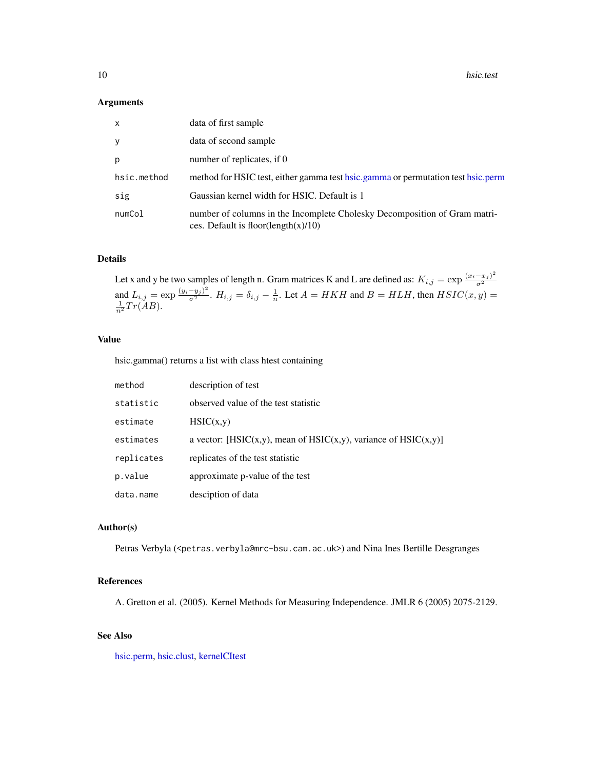### Arguments

| | |
|---|---|
| `x` | data of first sample |
| `y` | data of second sample |
| `p` | number of replicates, if 0 |
| `hsic.method` | method for HSIC test, either gamma test hsic.gamma or permutation test hsic.perm |
| `sig` | Gaussian kernel width for HSIC. Default is 1 |
| `numCol` | number of columns in the Incomplete Cholesky Decomposition of Gram matrices. Default is floor(length(x)/10) |

### Details

Let x and y be two samples of length n. Gram matrices K and L are defined as: $K_{i,j} = \exp \frac{(x_i - x_j)^2}{\sigma^2}$ and $L_{i,j} = \exp \frac{(y_i - y_j)^2}{\sigma^2}$. $H_{i,j} = \delta_{i,j} - \frac{1}{n}$. Let $A = HKH$ and $B = HLH$, then $HSIC(x, y) = \frac{1}{n^2} Tr(AB)$.

### Value

hsic.gamma() returns a list with class htest containing

| | |
|---|---|
| `method` | description of test |
| `statistic` | observed value of the test statistic |
| `estimate` | HSIC(x,y) |
| `estimates` | a vector: [HSIC(x,y), mean of HSIC(x,y), variance of HSIC(x,y)] |
| `replicates` | replicates of the test statistic |
| `p.value` | approximate p-value of the test |
| `data.name` | desciption of data |

### Author(s)

Petras Verbyla (<petras.verbyla@mrc-bsu.cam.ac.uk>) and Nina Ines Bertille Desgranges

### References

A. Gretton et al. (2005). Kernel Methods for Measuring Independence. JMLR 6 (2005) 2075-2129.

### See Also

hsic.perm, hsic.clust, kernelCItest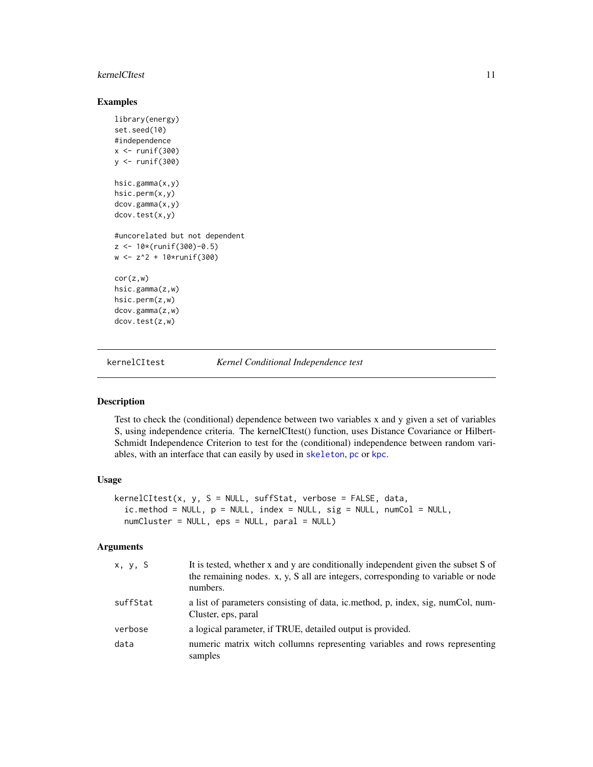## Examples

```
library(energy)
set.seed(10)
#independence
x <- runif(300)
y <- runif(300)

hsic.gamma(x,y)
hsic.perm(x,y)
dcov.gamma(x,y)
dcov.test(x,y)

#uncorelated but not dependent
z <- 10*(runif(300)-0.5)
w <- z^2 + 10*runif(300)

cor(z,w)
hsic.gamma(z,w)
hsic.perm(z,w)
dcov.gamma(z,w)
dcov.test(z,w)
```

---

# kernelCItest — *Kernel Conditional Independence test*

---

## Description

Test to check the (conditional) dependence between two variables x and y given a set of variables S, using independence criteria. The kernelCItest() function, uses Distance Covariance or Hilbert-Schmidt Independence Criterion to test for the (conditional) independence between random variables, with an interface that can easily by used in skeleton, pc or kpc.

## Usage

```
kernelCItest(x, y, S = NULL, suffStat, verbose = FALSE, data,
  ic.method = NULL, p = NULL, index = NULL, sig = NULL, numCol = NULL,
  numCluster = NULL, eps = NULL, paral = NULL)
```

## Arguments

| | |
|---|---|
| `x, y, S` | It is tested, whether x and y are conditionally independent given the subset S of the remaining nodes. x, y, S all are integers, corresponding to variable or node numbers. |
| `suffStat` | a list of parameters consisting of data, ic.method, p, index, sig, numCol, numCluster, eps, paral |
| `verbose` | a logical parameter, if TRUE, detailed output is provided. |
| `data` | numeric matrix witch collumns representing variables and rows representing samples |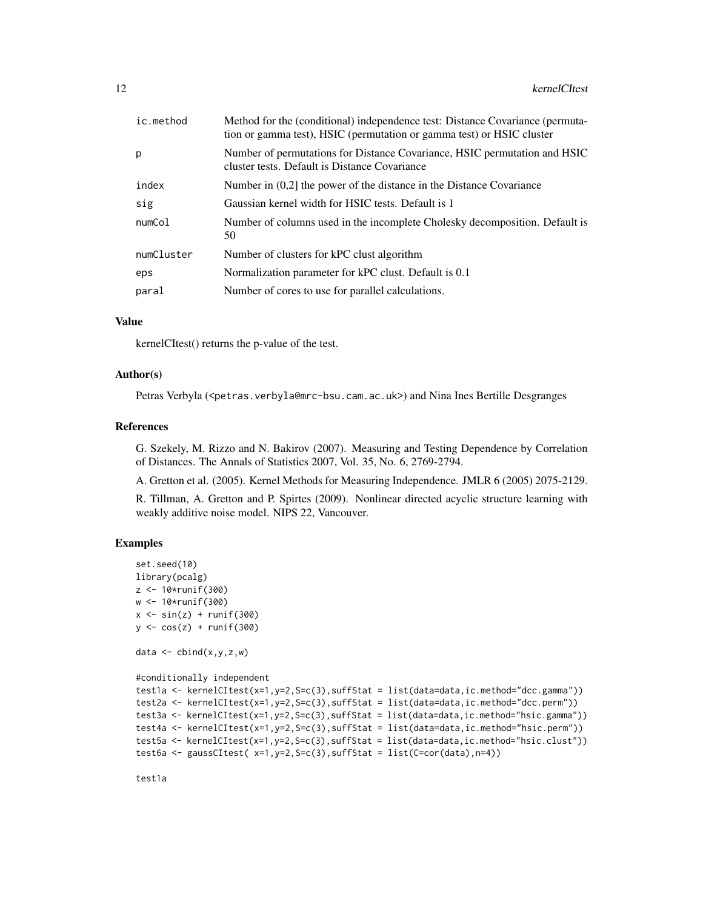| | |
|---|---|
| ic.method | Method for the (conditional) independence test: Distance Covariance (permutation or gamma test), HSIC (permutation or gamma test) or HSIC cluster |
| p | Number of permutations for Distance Covariance, HSIC permutation and HSIC cluster tests. Default is Distance Covariance |
| index | Number in (0,2] the power of the distance in the Distance Covariance |
| sig | Gaussian kernel width for HSIC tests. Default is 1 |
| numCol | Number of columns used in the incomplete Cholesky decomposition. Default is 50 |
| numCluster | Number of clusters for kPC clust algorithm |
| eps | Normalization parameter for kPC clust. Default is 0.1 |
| paral | Number of cores to use for parallel calculations. |

### Value

kernelCItest() returns the p-value of the test.

### Author(s)

Petras Verbyla (<petras.verbyla@mrc-bsu.cam.ac.uk>) and Nina Ines Bertille Desgranges

### References

G. Szekely, M. Rizzo and N. Bakirov (2007). Measuring and Testing Dependence by Correlation of Distances. The Annals of Statistics 2007, Vol. 35, No. 6, 2769-2794.

A. Gretton et al. (2005). Kernel Methods for Measuring Independence. JMLR 6 (2005) 2075-2129.

R. Tillman, A. Gretton and P. Spirtes (2009). Nonlinear directed acyclic structure learning with weakly additive noise model. NIPS 22, Vancouver.

### Examples

```
set.seed(10)
library(pcalg)
z <- 10*runif(300)
w <- 10*runif(300)
x <- sin(z) + runif(300)
y <- cos(z) + runif(300)

data <- cbind(x,y,z,w)

#conditionally independent
test1a <- kernelCItest(x=1,y=2,S=c(3),suffStat = list(data=data,ic.method="dcc.gamma"))
test2a <- kernelCItest(x=1,y=2,S=c(3),suffStat = list(data=data,ic.method="dcc.perm"))
test3a <- kernelCItest(x=1,y=2,S=c(3),suffStat = list(data=data,ic.method="hsic.gamma"))
test4a <- kernelCItest(x=1,y=2,S=c(3),suffStat = list(data=data,ic.method="hsic.perm"))
test5a <- kernelCItest(x=1,y=2,S=c(3),suffStat = list(data=data,ic.method="hsic.clust"))
test6a <- gaussCItest( x=1,y=2,S=c(3),suffStat = list(C=cor(data),n=4))

test1a
```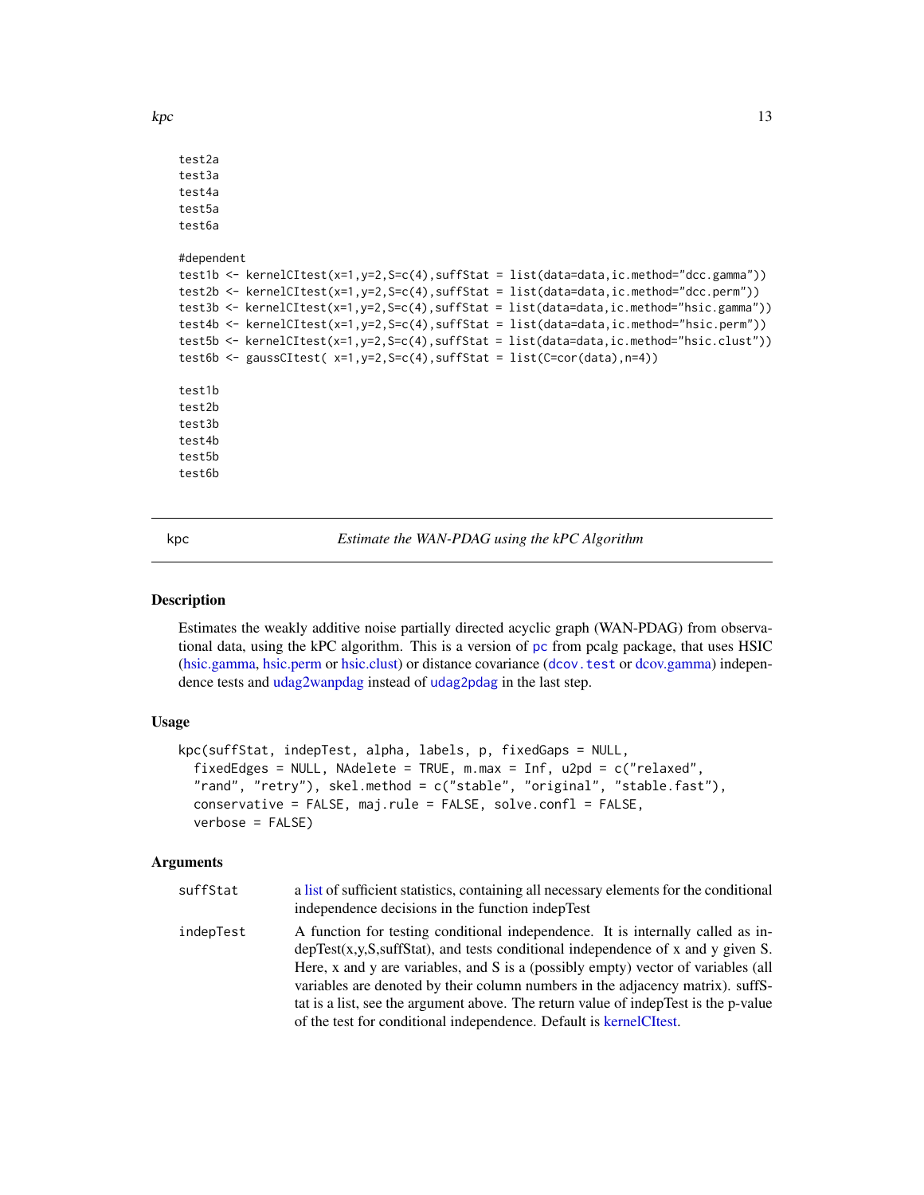```
test2a
test3a
test4a
test5a
test6a

#dependent
test1b <- kernelCItest(x=1,y=2,S=c(4),suffStat = list(data=data,ic.method="dcc.gamma"))
test2b <- kernelCItest(x=1,y=2,S=c(4),suffStat = list(data=data,ic.method="dcc.perm"))
test3b <- kernelCItest(x=1,y=2,S=c(4),suffStat = list(data=data,ic.method="hsic.gamma"))
test4b <- kernelCItest(x=1,y=2,S=c(4),suffStat = list(data=data,ic.method="hsic.perm"))
test5b <- kernelCItest(x=1,y=2,S=c(4),suffStat = list(data=data,ic.method="hsic.clust"))
test6b <- gaussCItest( x=1,y=2,S=c(4),suffStat = list(C=cor(data),n=4))

test1b
test2b
test3b
test4b
test5b
test6b
```

## kpc — *Estimate the WAN-PDAG using the kPC Algorithm*

### Description

Estimates the weakly additive noise partially directed acyclic graph (WAN-PDAG) from observational data, using the kPC algorithm. This is a version of pc from pcalg package, that uses HSIC (hsic.gamma, hsic.perm or hsic.clust) or distance covariance (dcov.test or dcov.gamma) independence tests and udag2wanpdag instead of udag2pdag in the last step.

### Usage

```
kpc(suffStat, indepTest, alpha, labels, p, fixedGaps = NULL,
  fixedEdges = NULL, NAdelete = TRUE, m.max = Inf, u2pd = c("relaxed",
  "rand", "retry"), skel.method = c("stable", "original", "stable.fast"),
  conservative = FALSE, maj.rule = FALSE, solve.confl = FALSE,
  verbose = FALSE)
```

### Arguments

| | |
|---|---|
| suffStat | a list of sufficient statistics, containing all necessary elements for the conditional independence decisions in the function indepTest |
| indepTest | A function for testing conditional independence. It is internally called as indepTest(x,y,S,suffStat), and tests conditional independence of x and y given S. Here, x and y are variables, and S is a (possibly empty) vector of variables (all variables are denoted by their column numbers in the adjacency matrix). suffStat is a list, see the argument above. The return value of indepTest is the p-value of the test for conditional independence. Default is kernelCItest. |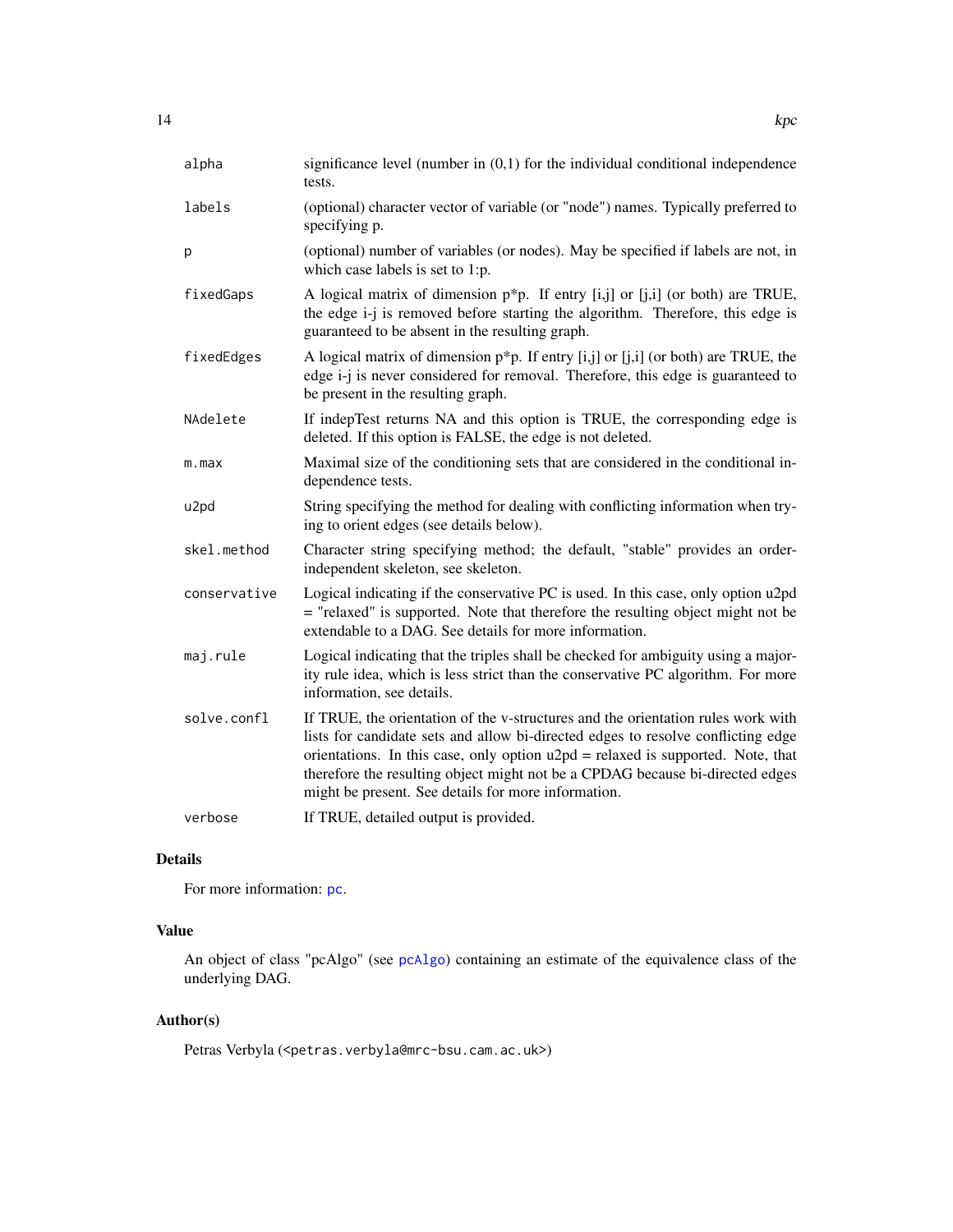| | |
|---|---|
| alpha | significance level (number in (0,1) for the individual conditional independence tests. |
| labels | (optional) character vector of variable (or "node") names. Typically preferred to specifying p. |
| p | (optional) number of variables (or nodes). May be specified if labels are not, in which case labels is set to 1:p. |
| fixedGaps | A logical matrix of dimension p*p. If entry [i,j] or [j,i] (or both) are TRUE, the edge i-j is removed before starting the algorithm. Therefore, this edge is guaranteed to be absent in the resulting graph. |
| fixedEdges | A logical matrix of dimension p*p. If entry [i,j] or [j,i] (or both) are TRUE, the edge i-j is never considered for removal. Therefore, this edge is guaranteed to be present in the resulting graph. |
| NAdelete | If indepTest returns NA and this option is TRUE, the corresponding edge is deleted. If this option is FALSE, the edge is not deleted. |
| m.max | Maximal size of the conditioning sets that are considered in the conditional independence tests. |
| u2pd | String specifying the method for dealing with conflicting information when trying to orient edges (see details below). |
| skel.method | Character string specifying method; the default, "stable" provides an order-independent skeleton, see skeleton. |
| conservative | Logical indicating if the conservative PC is used. In this case, only option u2pd = "relaxed" is supported. Note that therefore the resulting object might not be extendable to a DAG. See details for more information. |
| maj.rule | Logical indicating that the triples shall be checked for ambiguity using a majority rule idea, which is less strict than the conservative PC algorithm. For more information, see details. |
| solve.confl | If TRUE, the orientation of the v-structures and the orientation rules work with lists for candidate sets and allow bi-directed edges to resolve conflicting edge orientations. In this case, only option u2pd = relaxed is supported. Note, that therefore the resulting object might not be a CPDAG because bi-directed edges might be present. See details for more information. |
| verbose | If TRUE, detailed output is provided. |

## Details

For more information: pc.

## Value

An object of class "pcAlgo" (see pcAlgo) containing an estimate of the equivalence class of the underlying DAG.

## Author(s)

Petras Verbyla (<petras.verbyla@mrc-bsu.cam.ac.uk>)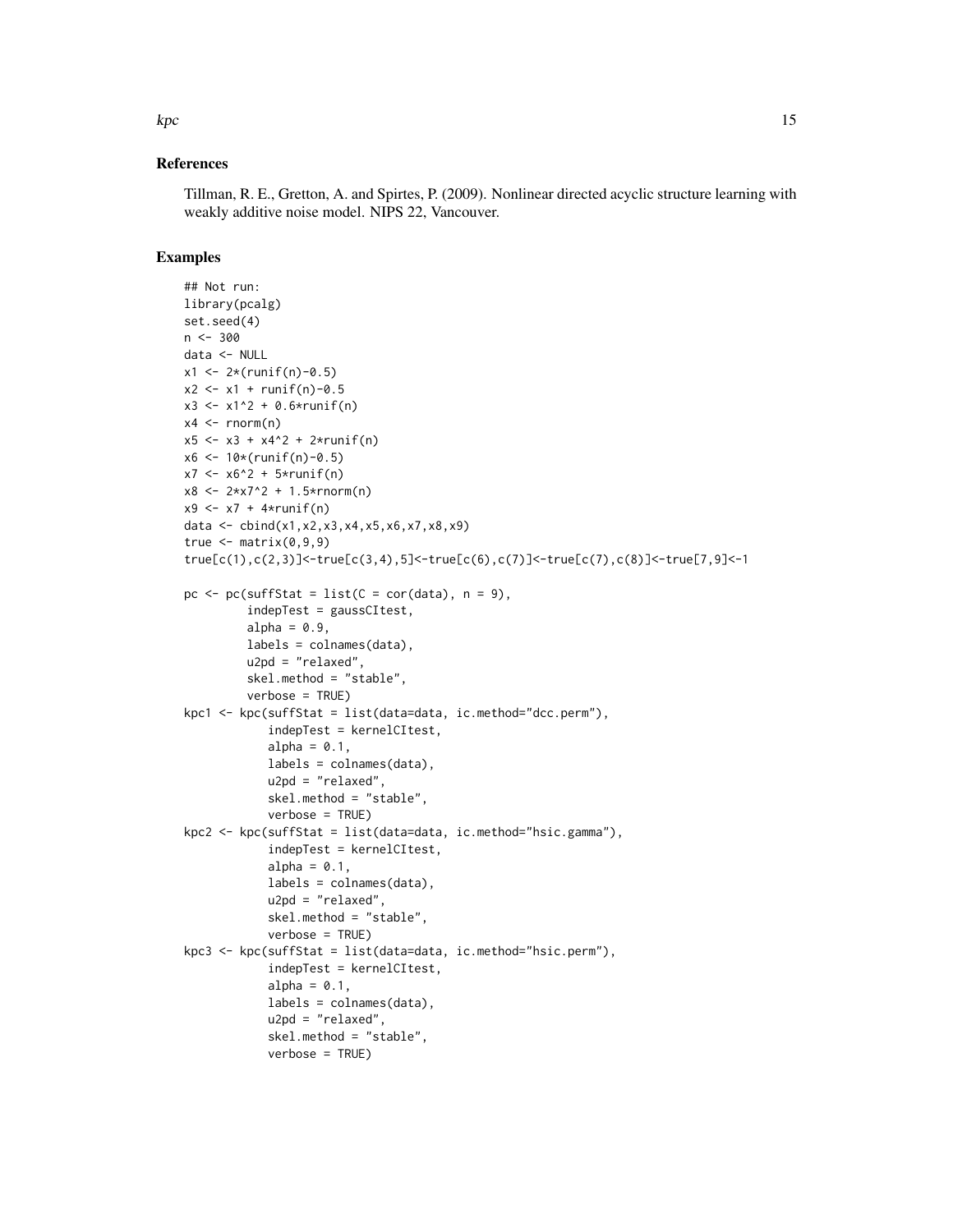## References

Tillman, R. E., Gretton, A. and Spirtes, P. (2009). Nonlinear directed acyclic structure learning with weakly additive noise model. NIPS 22, Vancouver.

## Examples

```
## Not run:
library(pcalg)
set.seed(4)
n <- 300
data <- NULL
x1 <- 2*(runif(n)-0.5)
x2 <- x1 + runif(n)-0.5
x3 <- x1^2 + 0.6*runif(n)
x4 <- rnorm(n)
x5 <- x3 + x4^2 + 2*runif(n)
x6 <- 10*(runif(n)-0.5)
x7 <- x6^2 + 5*runif(n)
x8 <- 2*x7^2 + 1.5*rnorm(n)
x9 <- x7 + 4*runif(n)
data <- cbind(x1,x2,x3,x4,x5,x6,x7,x8,x9)
true <- matrix(0,9,9)
true[c(1),c(2,3)]<-true[c(3,4),5]<-true[c(6),c(7)]<-true[c(7),c(8)]<-true[7,9]<-1

pc <- pc(suffStat = list(C = cor(data), n = 9),
         indepTest = gaussCItest,
         alpha = 0.9,
         labels = colnames(data),
         u2pd = "relaxed",
         skel.method = "stable",
         verbose = TRUE)
kpc1 <- kpc(suffStat = list(data=data, ic.method="dcc.perm"),
            indepTest = kernelCItest,
            alpha = 0.1,
            labels = colnames(data),
            u2pd = "relaxed",
            skel.method = "stable",
            verbose = TRUE)
kpc2 <- kpc(suffStat = list(data=data, ic.method="hsic.gamma"),
            indepTest = kernelCItest,
            alpha = 0.1,
            labels = colnames(data),
            u2pd = "relaxed",
            skel.method = "stable",
            verbose = TRUE)
kpc3 <- kpc(suffStat = list(data=data, ic.method="hsic.perm"),
            indepTest = kernelCItest,
            alpha = 0.1,
            labels = colnames(data),
            u2pd = "relaxed",
            skel.method = "stable",
            verbose = TRUE)
```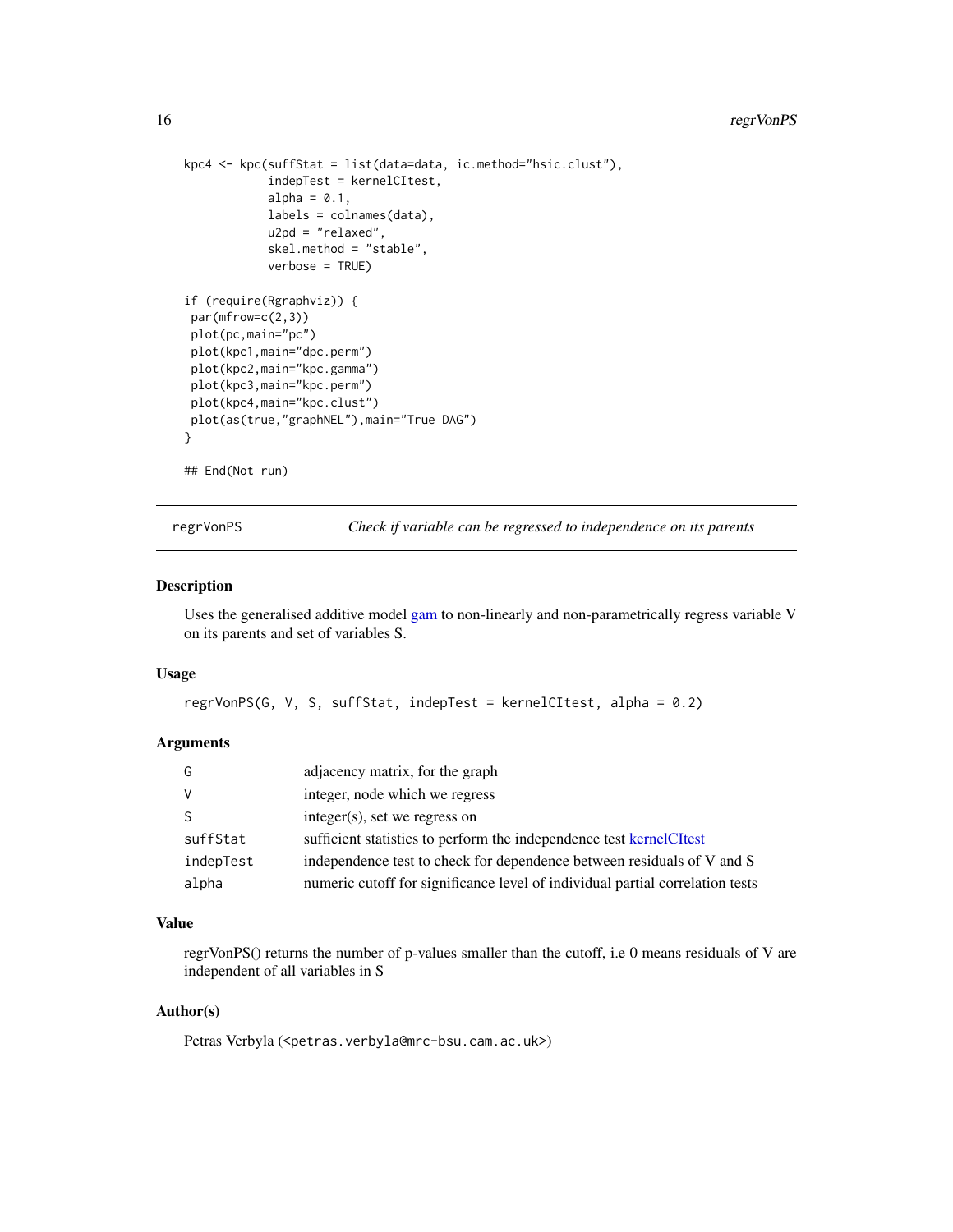```
kpc4 <- kpc(suffStat = list(data=data, ic.method="hsic.clust"),
            indepTest = kernelCItest,
            alpha = 0.1,
            labels = colnames(data),
            u2pd = "relaxed",
            skel.method = "stable",
            verbose = TRUE)

if (require(Rgraphviz)) {
 par(mfrow=c(2,3))
 plot(pc,main="pc")
 plot(kpc1,main="dpc.perm")
 plot(kpc2,main="kpc.gamma")
 plot(kpc3,main="kpc.perm")
 plot(kpc4,main="kpc.clust")
 plot(as(true,"graphNEL"),main="True DAG")
}

## End(Not run)
```

---

## regrVonPS — *Check if variable can be regressed to independence on its parents*

### Description

Uses the generalised additive model gam to non-linearly and non-parametrically regress variable V on its parents and set of variables S.

### Usage

```
regrVonPS(G, V, S, suffStat, indepTest = kernelCItest, alpha = 0.2)
```

### Arguments

| | |
|---|---|
| `G` | adjacency matrix, for the graph |
| `V` | integer, node which we regress |
| `S` | integer(s), set we regress on |
| `suffStat` | sufficient statistics to perform the independence test kernelCItest |
| `indepTest` | independence test to check for dependence between residuals of V and S |
| `alpha` | numeric cutoff for significance level of individual partial correlation tests |

### Value

regrVonPS() returns the number of p-values smaller than the cutoff, i.e 0 means residuals of V are independent of all variables in S

### Author(s)

Petras Verbyla (<petras.verbyla@mrc-bsu.cam.ac.uk>)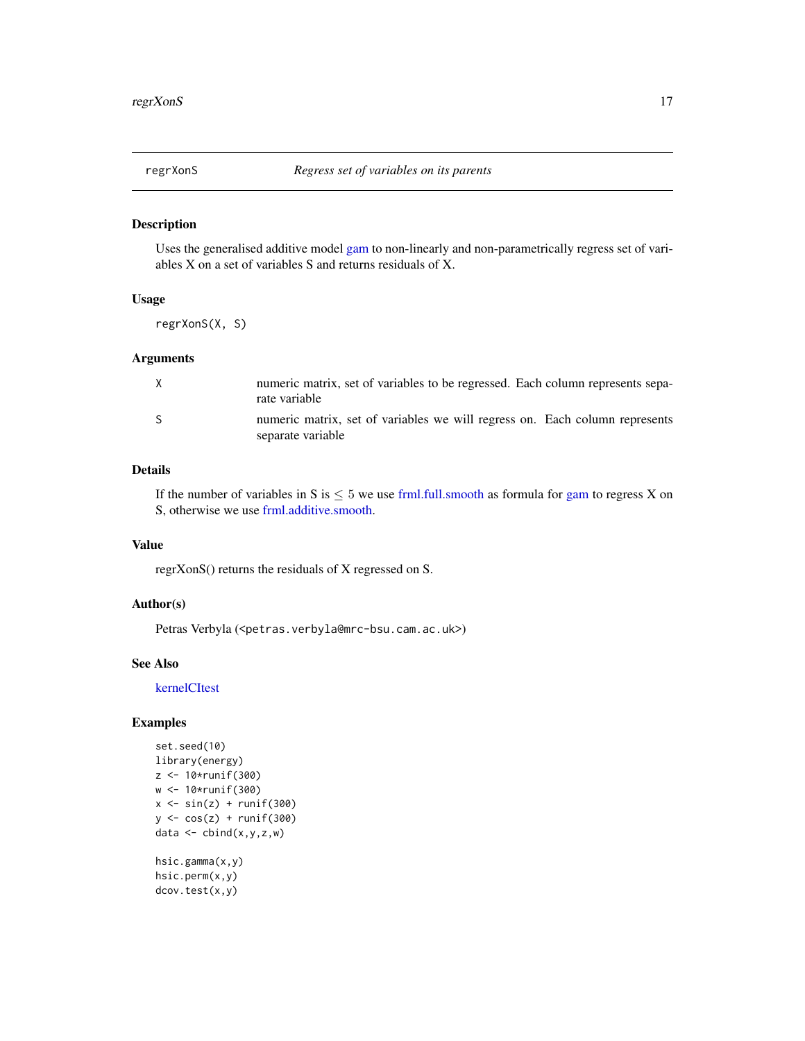regrXonS *Regress set of variables on its parents*

## Description

Uses the generalised additive model gam to non-linearly and non-parametrically regress set of variables X on a set of variables S and returns residuals of X.

## Usage

```
regrXonS(X, S)
```

## Arguments

| | |
|---|---|
| X | numeric matrix, set of variables to be regressed. Each column represents separate variable |
| S | numeric matrix, set of variables we will regress on. Each column represents separate variable |

## Details

If the number of variables in S is $\leq 5$ we use frml.full.smooth as formula for gam to regress X on S, otherwise we use frml.additive.smooth.

## Value

regrXonS() returns the residuals of X regressed on S.

## Author(s)

Petras Verbyla (<petras.verbyla@mrc-bsu.cam.ac.uk>)

## See Also

kernelCItest

## Examples

```
set.seed(10)
library(energy)
z <- 10*runif(300)
w <- 10*runif(300)
x <- sin(z) + runif(300)
y <- cos(z) + runif(300)
data <- cbind(x,y,z,w)

hsic.gamma(x,y)
hsic.perm(x,y)
dcov.test(x,y)
```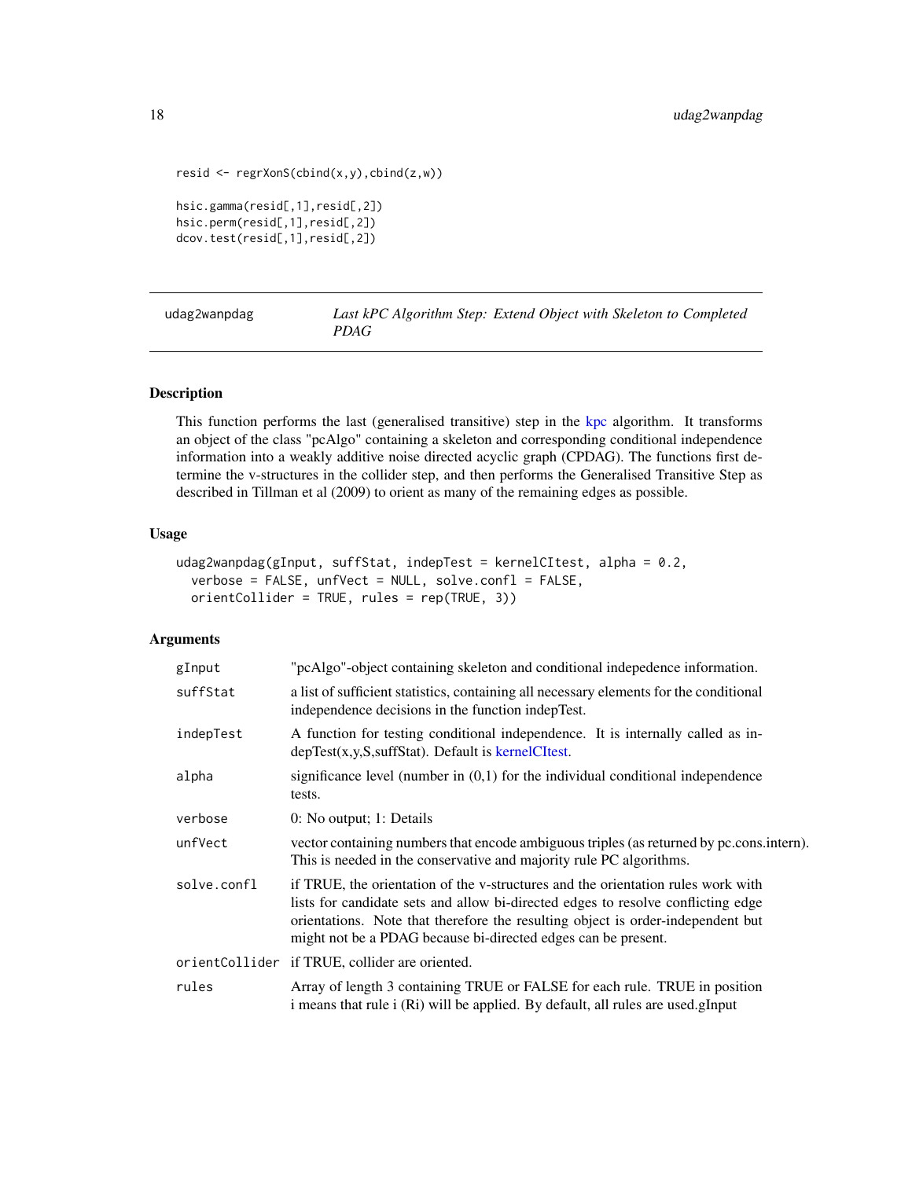```
resid <- regrXonS(cbind(x,y),cbind(z,w))

hsic.gamma(resid[,1],resid[,2])
hsic.perm(resid[,1],resid[,2])
dcov.test(resid[,1],resid[,2])
```

## udag2wanpdag — *Last kPC Algorithm Step: Extend Object with Skeleton to Completed PDAG*

### Description

This function performs the last (generalised transitive) step in the kpc algorithm. It transforms an object of the class "pcAlgo" containing a skeleton and corresponding conditional independence information into a weakly additive noise directed acyclic graph (CPDAG). The functions first determine the v-structures in the collider step, and then performs the Generalised Transitive Step as described in Tillman et al (2009) to orient as many of the remaining edges as possible.

### Usage

```
udag2wanpdag(gInput, suffStat, indepTest = kernelCItest, alpha = 0.2,
  verbose = FALSE, unfVect = NULL, solve.confl = FALSE,
  orientCollider = TRUE, rules = rep(TRUE, 3))
```

### Arguments

| | |
|---|---|
| gInput | "pcAlgo"-object containing skeleton and conditional indepedence information. |
| suffStat | a list of sufficient statistics, containing all necessary elements for the conditional independence decisions in the function indepTest. |
| indepTest | A function for testing conditional independence. It is internally called as indepTest(x,y,S,suffStat). Default is kernelCItest. |
| alpha | significance level (number in (0,1) for the individual conditional independence tests. |
| verbose | 0: No output; 1: Details |
| unfVect | vector containing numbers that encode ambiguous triples (as returned by pc.cons.intern). This is needed in the conservative and majority rule PC algorithms. |
| solve.confl | if TRUE, the orientation of the v-structures and the orientation rules work with lists for candidate sets and allow bi-directed edges to resolve conflicting edge orientations. Note that therefore the resulting object is order-independent but might not be a PDAG because bi-directed edges can be present. |
| orientCollider | if TRUE, collider are oriented. |
| rules | Array of length 3 containing TRUE or FALSE for each rule. TRUE in position i means that rule i (Ri) will be applied. By default, all rules are used.gInput |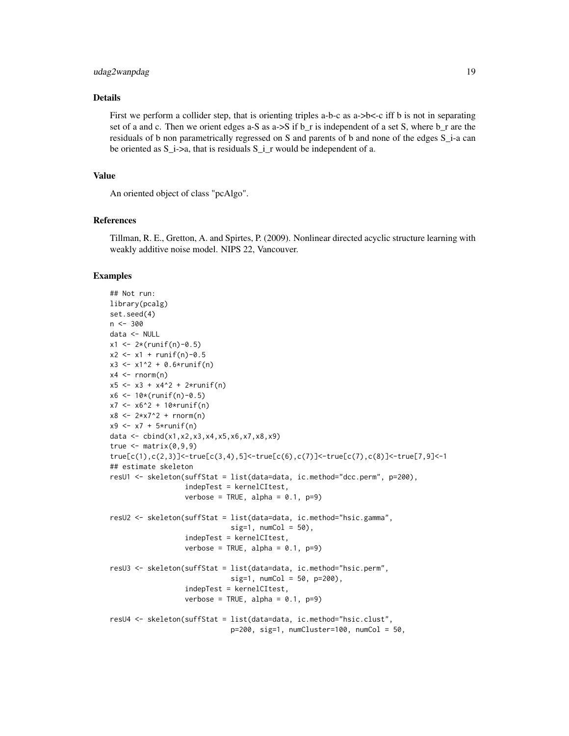## Details

First we perform a collider step, that is orienting triples a-b-c as a->b<-c iff b is not in separating set of a and c. Then we orient edges a-S as a->S if b_r is independent of a set S, where b_r are the residuals of b non parametrically regressed on S and parents of b and none of the edges S_i-a can be oriented as S_i->a, that is residuals S_i_r would be independent of a.

## Value

An oriented object of class "pcAlgo".

## References

Tillman, R. E., Gretton, A. and Spirtes, P. (2009). Nonlinear directed acyclic structure learning with weakly additive noise model. NIPS 22, Vancouver.

## Examples

```
## Not run:
library(pcalg)
set.seed(4)
n <- 300
data <- NULL
x1 <- 2*(runif(n)-0.5)
x2 <- x1 + runif(n)-0.5
x3 <- x1^2 + 0.6*runif(n)
x4 <- rnorm(n)
x5 <- x3 + x4^2 + 2*runif(n)
x6 <- 10*(runif(n)-0.5)
x7 <- x6^2 + 10*runif(n)
x8 <- 2*x7^2 + rnorm(n)
x9 <- x7 + 5*runif(n)
data <- cbind(x1,x2,x3,x4,x5,x6,x7,x8,x9)
true <- matrix(0,9,9)
true[c(1),c(2,3)]<-true[c(3,4),5]<-true[c(6),c(7)]<-true[c(7),c(8)]<-true[7,9]<-1
## estimate skeleton
resU1 <- skeleton(suffStat = list(data=data, ic.method="dcc.perm", p=200),
                  indepTest = kernelCItest,
                  verbose = TRUE, alpha = 0.1, p=9)

resU2 <- skeleton(suffStat = list(data=data, ic.method="hsic.gamma",
                              sig=1, numCol = 50),
                  indepTest = kernelCItest,
                  verbose = TRUE, alpha = 0.1, p=9)

resU3 <- skeleton(suffStat = list(data=data, ic.method="hsic.perm",
                              sig=1, numCol = 50, p=200),
                  indepTest = kernelCItest,
                  verbose = TRUE, alpha = 0.1, p=9)

resU4 <- skeleton(suffStat = list(data=data, ic.method="hsic.clust",
                              p=200, sig=1, numCluster=100, numCol = 50,
```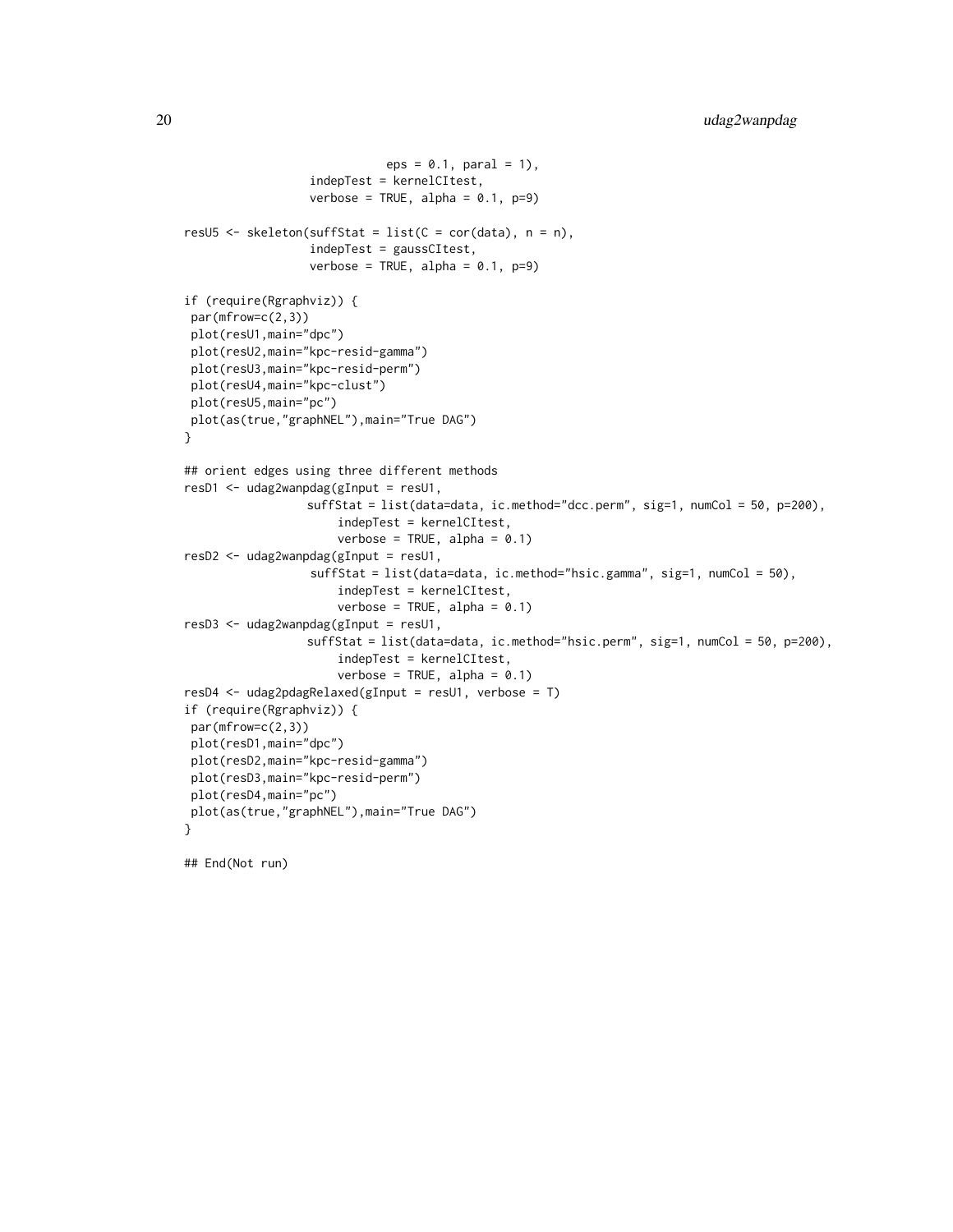```
                              eps = 0.1, paral = 1),
                  indepTest = kernelCItest,
                  verbose = TRUE, alpha = 0.1, p=9)

resU5 <- skeleton(suffStat = list(C = cor(data), n = n),
                  indepTest = gaussCItest,
                  verbose = TRUE, alpha = 0.1, p=9)

if (require(Rgraphviz)) {
 par(mfrow=c(2,3))
 plot(resU1,main="dpc")
 plot(resU2,main="kpc-resid-gamma")
 plot(resU3,main="kpc-resid-perm")
 plot(resU4,main="kpc-clust")
 plot(resU5,main="pc")
 plot(as(true,"graphNEL"),main="True DAG")
}

## orient edges using three different methods
resD1 <- udag2wanpdag(gInput = resU1,
                  suffStat = list(data=data, ic.method="dcc.perm", sig=1, numCol = 50, p=200),
                       indepTest = kernelCItest,
                       verbose = TRUE, alpha = 0.1)
resD2 <- udag2wanpdag(gInput = resU1,
                  suffStat = list(data=data, ic.method="hsic.gamma", sig=1, numCol = 50),
                       indepTest = kernelCItest,
                       verbose = TRUE, alpha = 0.1)
resD3 <- udag2wanpdag(gInput = resU1,
                  suffStat = list(data=data, ic.method="hsic.perm", sig=1, numCol = 50, p=200),
                       indepTest = kernelCItest,
                       verbose = TRUE, alpha = 0.1)
resD4 <- udag2pdagRelaxed(gInput = resU1, verbose = T)
if (require(Rgraphviz)) {
 par(mfrow=c(2,3))
 plot(resD1,main="dpc")
 plot(resD2,main="kpc-resid-gamma")
 plot(resD3,main="kpc-resid-perm")
 plot(resD4,main="pc")
 plot(as(true,"graphNEL"),main="True DAG")
}

## End(Not run)
```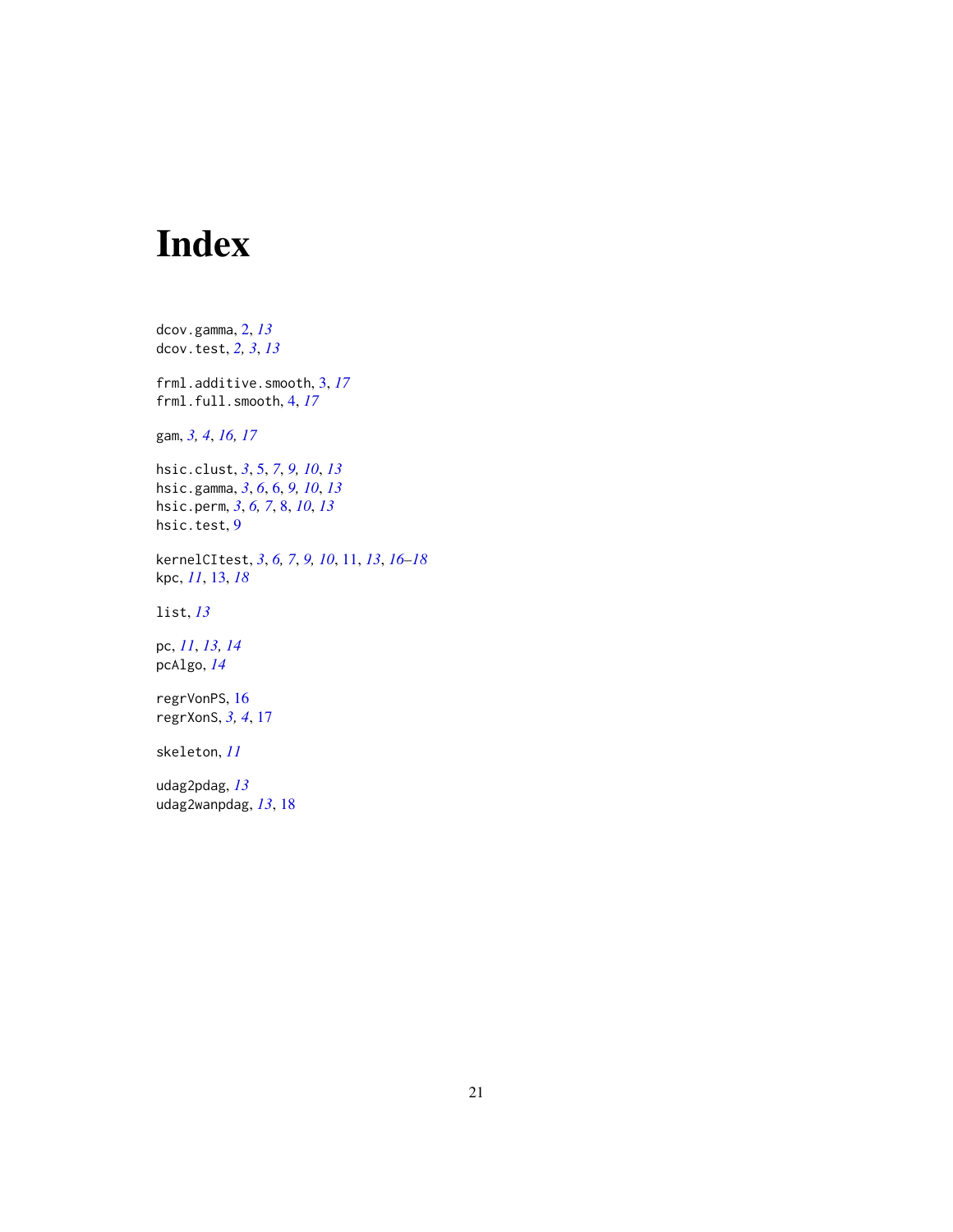# Index

dcov.gamma, 2, *13*
dcov.test, *2, 3*, *13*

frml.additive.smooth, 3, *17*
frml.full.smooth, 4, *17*

gam, *3, 4*, *16, 17*

hsic.clust, *3*, 5, *7*, *9, 10*, *13*
hsic.gamma, *3*, *6*, 6, *9, 10*, *13*
hsic.perm, *3*, *6, 7*, 8, *10*, *13*
hsic.test, 9

kernelCItest, *3*, *6, 7*, *9, 10*, 11, *13*, *16–18*
kpc, *11*, 13, *18*

list, *13*

pc, *11*, *13, 14*
pcAlgo, *14*

regrVonPS, 16
regrXonS, *3, 4*, 17

skeleton, *11*

udag2pdag, *13*
udag2wanpdag, *13*, 18